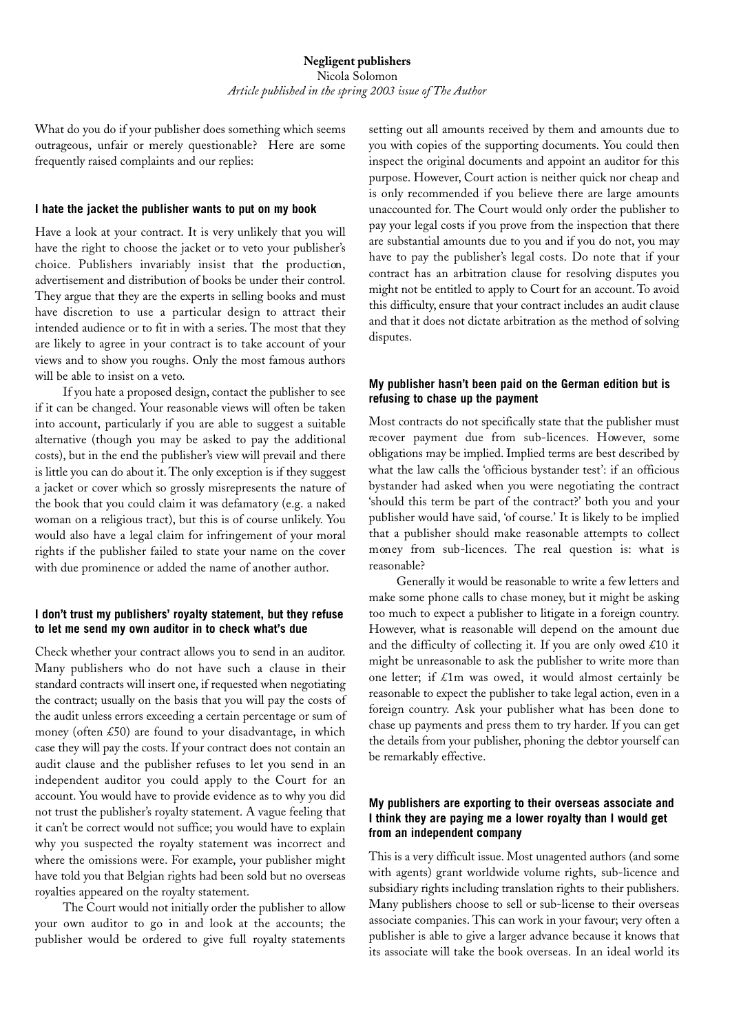**Negligent publishers**

Nicola Solomon

*Article published in the spring 2003 issue of The Author*

What do you do if your publisher does something which seems outrageous, unfair or merely questionable? Here are some frequently raised complaints and our replies:

### I hate the jacket the publisher wants to put on my book

Have a look at your contract. It is very unlikely that you will have the right to choose the jacket or to veto your publisher's choice. Publishers invariably insist that the production, advertisement and distribution of books be under their control. They argue that they are the experts in selling books and must have discretion to use a particular design to attract their intended audience or to fit in with a series. The most that they are likely to agree in your contract is to take account of your views and to show you roughs. Only the most famous authors will be able to insist on a veto.

If you hate a proposed design, contact the publisher to see if it can be changed. Your reasonable views will often be taken into account, particularly if you are able to suggest a suitable alternative (though you may be asked to pay the additional costs), but in the end the publisher's view will prevail and there is little you can do about it. The only exception is if they suggest a jacket or cover which so grossly misrepresents the nature of the book that you could claim it was defamatory (e.g. a naked woman on a religious tract), but this is of course unlikely. You would also have a legal claim for infringement of your moral rights if the publisher failed to state your name on the cover with due prominence or added the name of another author.

### I don't trust my publishers' royalty statement, but they refuse to let me send my own auditor in to check what's due

Check whether your contract allows you to send in an auditor. Many publishers who do not have such a clause in their standard contracts will insert one, if requested when negotiating the contract; usually on the basis that you will pay the costs of the audit unless errors exceeding a certain percentage or sum of money (often £50) are found to your disadvantage, in which case they will pay the costs. If your contract does not contain an audit clause and the publisher refuses to let you send in an independent auditor you could apply to the Court for an account. You would have to provide evidence as to why you did not trust the publisher's royalty statement. A vague feeling that it can't be correct would not suffice; you would have to explain why you suspected the royalty statement was incorrect and where the omissions were. For example, your publisher might have told you that Belgian rights had been sold but no overseas royalties appeared on the royalty statement.

The Court would not initially order the publisher to allow your own auditor to go in and look at the accounts; the publisher would be ordered to give full royalty statements setting out all amounts received by them and amounts due to you with copies of the supporting documents. You could then inspect the original documents and appoint an auditor for this purpose. However, Court action is neither quick nor cheap and is only recommended if you believe there are large amounts unaccounted for. The Court would only order the publisher to pay your legal costs if you prove from the inspection that there are substantial amounts due to you and if you do not, you may have to pay the publisher's legal costs. Do note that if your contract has an arbitration clause for resolving disputes you might not be entitled to apply to Court for an account. To avoid this difficulty, ensure that your contract includes an audit clause and that it does not dictate arbitration as the method of solving disputes.

### My publisher hasn't been paid on the German edition but is refusing to chase up the payment

Most contracts do not specifically state that the publisher must recover payment due from sub-licences. However, some obligations may be implied. Implied terms are best described by what the law calls the 'officious bystander test': if an officious bystander had asked when you were negotiating the contract 'should this term be part of the contract?' both you and your publisher would have said, 'of course.' It is likely to be implied that a publisher should make reasonable attempts to collect money from sub-licences. The real question is: what is reasonable?

Generally it would be reasonable to write a few letters and make some phone calls to chase money, but it might be asking too much to expect a publisher to litigate in a foreign country. However, what is reasonable will depend on the amount due and the difficulty of collecting it. If you are only owed £10 it might be unreasonable to ask the publisher to write more than one letter; if £1m was owed, it would almost certainly be reasonable to expect the publisher to take legal action, even in a foreign country. Ask your publisher what has been done to chase up payments and press them to try harder. If you can get the details from your publisher, phoning the debtor yourself can be remarkably effective.

### My publishers are exporting to their overseas associate and I think they are paying me a lower royalty than I would get from an independent company

This is a very difficult issue. Most unagented authors (and some with agents) grant worldwide volume rights, sub-licence and subsidiary rights including translation rights to their publishers. Many publishers choose to sell or sub-license to their overseas associate companies. This can work in your favour; very often a publisher is able to give a larger advance because it knows that its associate will take the book overseas. In an ideal world its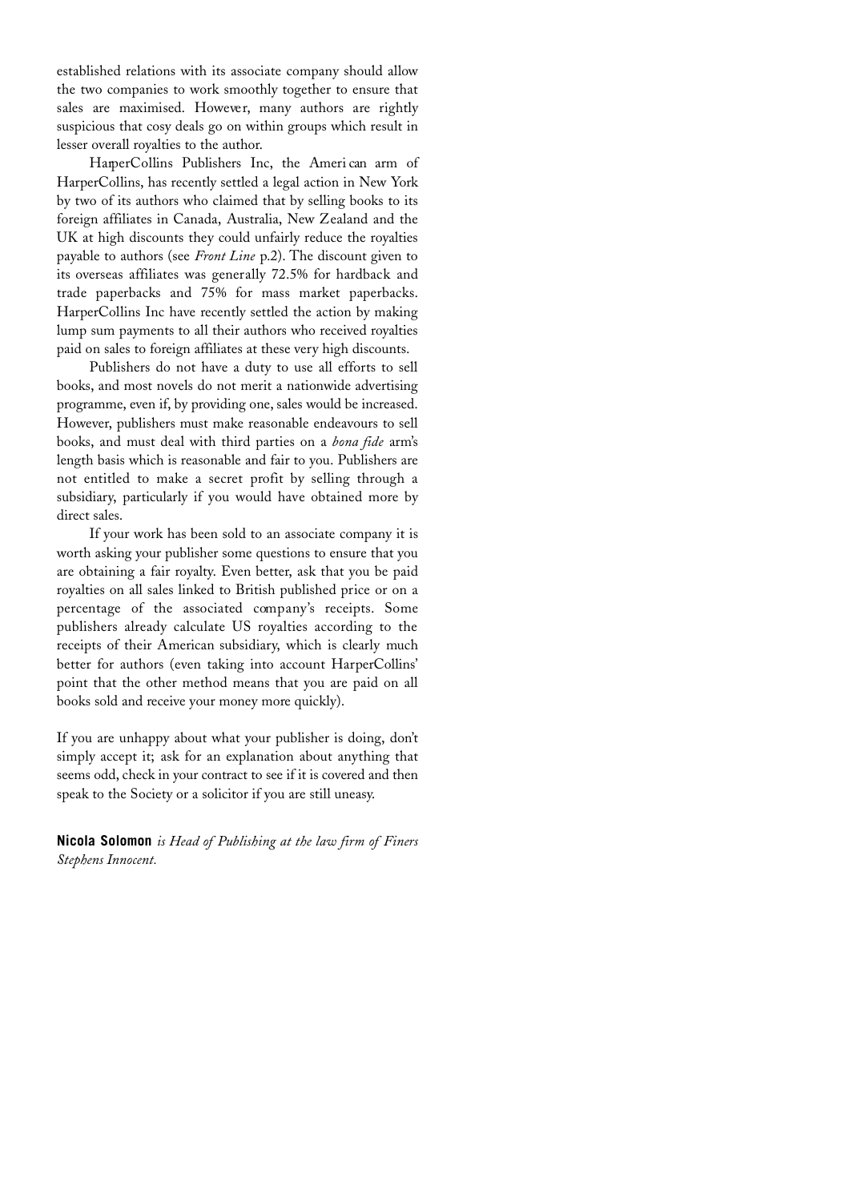established relations with its associate company should allow the two companies to work smoothly together to ensure that sales are maximised. However, many authors are rightly suspicious that cosy deals go on within groups which result in lesser overall royalties to the author.

HarperCollins Publishers Inc, the American arm of HarperCollins, has recently settled a legal action in New York by two of its authors who claimed that by selling books to its foreign affiliates in Canada, Australia, New Zealand and the UK at high discounts they could unfairly reduce the royalties payable to authors (see *Front Line* p.2). The discount given to its overseas affiliates was generally 72.5% for hardback and trade paperbacks and 75% for mass market paperbacks. HarperCollins Inc have recently settled the action by making lump sum payments to all their authors who received royalties paid on sales to foreign affiliates at these very high discounts.

Publishers do not have a duty to use all efforts to sell books, and most novels do not merit a nationwide advertising programme, even if, by providing one, sales would be increased. However, publishers must make reasonable endeavours to sell books, and must deal with third parties on a *bona fide* arm's length basis which is reasonable and fair to you. Publishers are not entitled to make a secret profit by selling through a subsidiary, particularly if you would have obtained more by direct sales.

If your work has been sold to an associate company it is worth asking your publisher some questions to ensure that you are obtaining a fair royalty. Even better, ask that you be paid royalties on all sales linked to British published price or on a percentage of the associated company's receipts. Some publishers already calculate US royalties according to the receipts of their American subsidiary, which is clearly much better for authors (even taking into account HarperCollins' point that the other method means that you are paid on all books sold and receive your money more quickly).

If you are unhappy about what your publisher is doing, don't simply accept it; ask for an explanation about anything that seems odd, check in your contract to see if it is covered and then speak to the Society or a solicitor if you are still uneasy.

**Nicola Solomon** *is Head of Publishing at the law firm of Finers Stephens Innocent.*